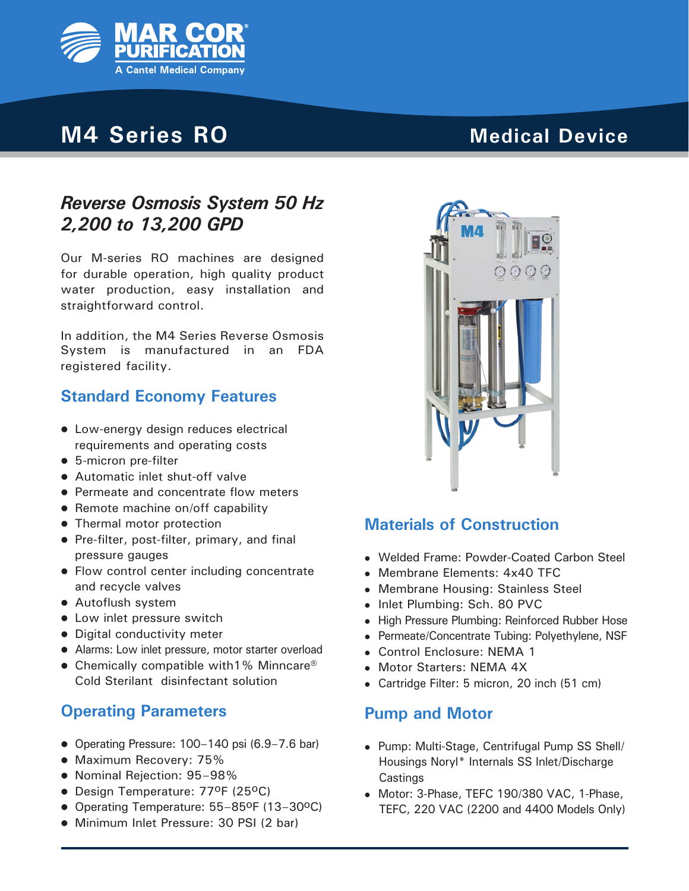MAR COR® PURIFICATION
A Cantel Medical Company

# M4 Series RO

**Medical Device**

## *Reverse Osmosis System 50 Hz 2,200 to 13,200 GPD*

Our M-series RO machines are designed for durable operation, high quality product water production, easy installation and straightforward control.

In addition, the M4 Series Reverse Osmosis System is manufactured in an FDA registered facility.

### Standard Economy Features

- Low-energy design reduces electrical requirements and operating costs
- 5-micron pre-filter
- Automatic inlet shut-off valve
- Permeate and concentrate flow meters
- Remote machine on/off capability
- Thermal motor protection
- Pre-filter, post-filter, primary, and final pressure gauges
- Flow control center including concentrate and recycle valves
- Autoflush system
- Low inlet pressure switch
- Digital conductivity meter
- Alarms: Low inlet pressure, motor starter overload
- Chemically compatible with1% Minncare® Cold Sterilant disinfectant solution

### Operating Parameters

- Operating Pressure: 100–140 psi (6.9–7.6 bar)
- Maximum Recovery: 75%
- Nominal Rejection: 95–98%
- Design Temperature: 77ºF (25ºC)
- Operating Temperature: 55–85ºF (13–30ºC)
- Minimum Inlet Pressure: 30 PSI (2 bar)

### Materials of Construction

- Welded Frame: Powder-Coated Carbon Steel
- Membrane Elements: 4x40 TFC
- Membrane Housing: Stainless Steel
- Inlet Plumbing: Sch. 80 PVC
- High Pressure Plumbing: Reinforced Rubber Hose
- Permeate/Concentrate Tubing: Polyethylene, NSF
- Control Enclosure: NEMA 1
- Motor Starters: NEMA 4X
- Cartridge Filter: 5 micron, 20 inch (51 cm)

### Pump and Motor

- Pump: Multi-Stage, Centrifugal Pump SS Shell/ Housings Noryl* Internals SS Inlet/Discharge Castings
- Motor: 3-Phase, TEFC 190/380 VAC, 1-Phase, TEFC, 220 VAC (2200 and 4400 Models Only)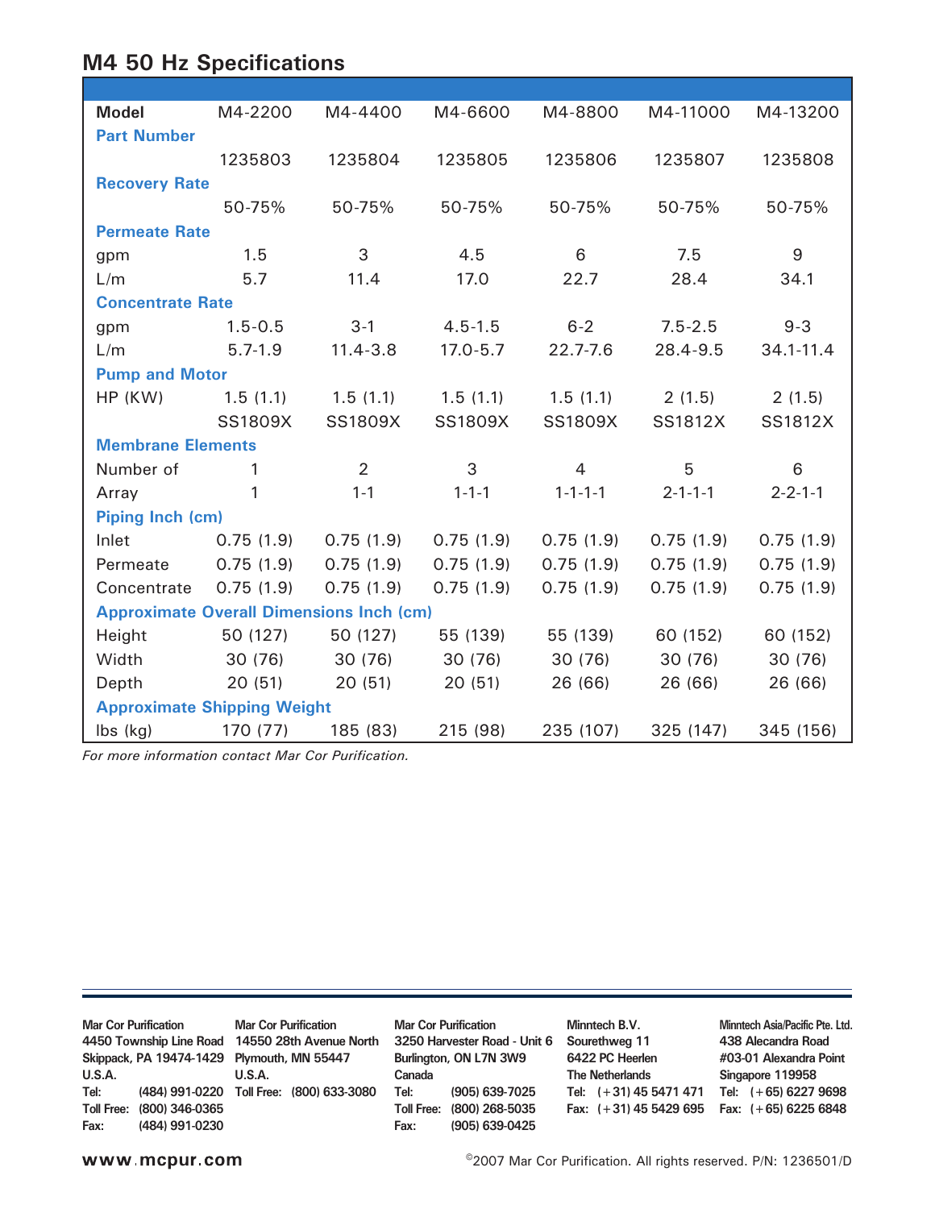## M4 50 Hz Specifications

| Model | M4-2200 | M4-4400 | M4-6600 | M4-8800 | M4-11000 | M4-13200 |
|---|---|---|---|---|---|---|
| **Part Number** | | | | | | |
| | 1235803 | 1235804 | 1235805 | 1235806 | 1235807 | 1235808 |
| **Recovery Rate** | | | | | | |
| | 50-75% | 50-75% | 50-75% | 50-75% | 50-75% | 50-75% |
| **Permeate Rate** | | | | | | |
| gpm | 1.5 | 3 | 4.5 | 6 | 7.5 | 9 |
| L/m | 5.7 | 11.4 | 17.0 | 22.7 | 28.4 | 34.1 |
| **Concentrate Rate** | | | | | | |
| gpm | 1.5-0.5 | 3-1 | 4.5-1.5 | 6-2 | 7.5-2.5 | 9-3 |
| L/m | 5.7-1.9 | 11.4-3.8 | 17.0-5.7 | 22.7-7.6 | 28.4-9.5 | 34.1-11.4 |
| **Pump and Motor** | | | | | | |
| HP (KW) | 1.5 (1.1) | 1.5 (1.1) | 1.5 (1.1) | 1.5 (1.1) | 2 (1.5) | 2 (1.5) |
| | SS1809X | SS1809X | SS1809X | SS1809X | SS1812X | SS1812X |
| **Membrane Elements** | | | | | | |
| Number of | 1 | 2 | 3 | 4 | 5 | 6 |
| Array | 1 | 1-1 | 1-1-1 | 1-1-1-1 | 2-1-1-1 | 2-2-1-1 |
| **Piping Inch (cm)** | | | | | | |
| Inlet | 0.75 (1.9) | 0.75 (1.9) | 0.75 (1.9) | 0.75 (1.9) | 0.75 (1.9) | 0.75 (1.9) |
| Permeate | 0.75 (1.9) | 0.75 (1.9) | 0.75 (1.9) | 0.75 (1.9) | 0.75 (1.9) | 0.75 (1.9) |
| Concentrate | 0.75 (1.9) | 0.75 (1.9) | 0.75 (1.9) | 0.75 (1.9) | 0.75 (1.9) | 0.75 (1.9) |
| **Approximate Overall Dimensions Inch (cm)** | | | | | | |
| Height | 50 (127) | 50 (127) | 55 (139) | 55 (139) | 60 (152) | 60 (152) |
| Width | 30 (76) | 30 (76) | 30 (76) | 30 (76) | 30 (76) | 30 (76) |
| Depth | 20 (51) | 20 (51) | 20 (51) | 26 (66) | 26 (66) | 26 (66) |
| **Approximate Shipping Weight** | | | | | | |
| lbs (kg) | 170 (77) | 185 (83) | 215 (98) | 235 (107) | 325 (147) | 345 (156) |

*For more information contact Mar Cor Purification.*

**Mar Cor Purification**
4450 Township Line Road
Skippack, PA 19474-1429
U.S.A.
Tel: (484) 991-0220
Toll Free: (800) 346-0365
Fax: (484) 991-0230

**Mar Cor Purification**
14550 28th Avenue North
Plymouth, MN 55447
U.S.A.
Toll Free: (800) 633-3080

**Mar Cor Purification**
3250 Harvester Road - Unit 6
Burlington, ON L7N 3W9
Canada
Tel: (905) 639-7025
Toll Free: (800) 268-5035
Fax: (905) 639-0425

**Minntech B.V.**
Sourethweg 11
6422 PC Heerlen
The Netherlands
Tel: (+31) 45 5471 471
Fax: (+31) 45 5429 695

**Minntech Asia/Pacific Pte. Ltd.**
438 Alecandra Road
#03-01 Alexandra Point
Singapore 119958
Tel: (+65) 6227 9698
Fax: (+65) 6225 6848

**www.mcpur.com**

©2007 Mar Cor Purification. All rights reserved. P/N: 1236501/D